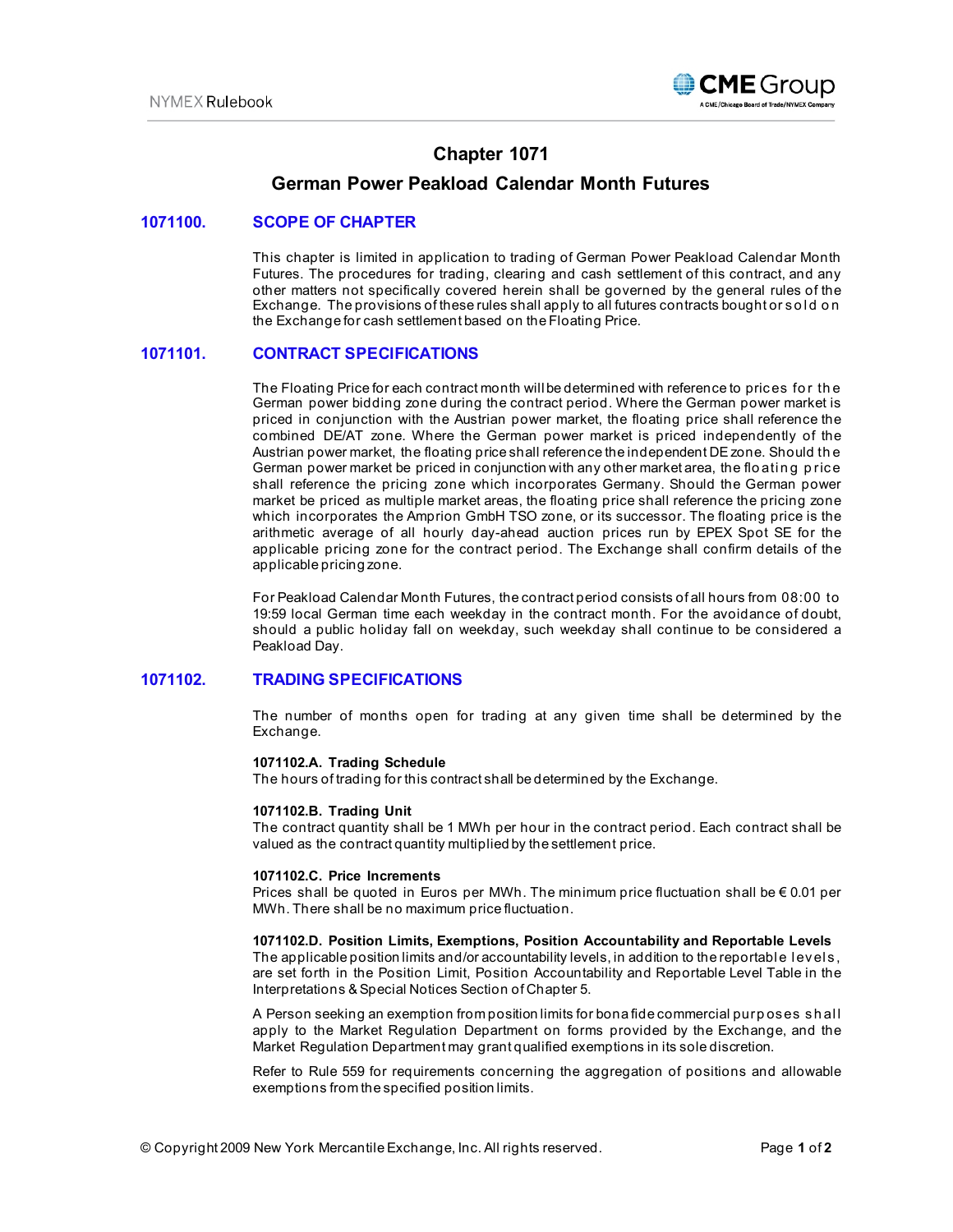# Chapter 1071

## German Power Peakload Calendar Month Futures

### 1071100. SCOPE OF CHAPTER

This chapter is limited in application to trading of German Power Peakload Calendar Month Futures. The procedures for trading, clearing and cash settlement of this contract, and any other matters not specifically covered herein shall be governed by the general rules of the Exchange. The provisions of these rules shall apply to all futures contracts bought or sold on the Exchange for cash settlement based on the Floating Price.

### 1071101. CONTRACT SPECIFICATIONS

The Floating Price for each contract month will be determined with reference to prices for the German power bidding zone during the contract period. Where the German power market is priced in conjunction with the Austrian power market, the floating price shall reference the combined DE/AT zone. Where the German power market is priced independently of the Austrian power market, the floating price shall reference the independent DE zone. Should the German power market be priced in conjunction with any other market area, the floating price shall reference the pricing zone which incorporates Germany. Should the German power market be priced as multiple market areas, the floating price shall reference the pricing zone which incorporates the Amprion GmbH TSO zone, or its successor. The floating price is the arithmetic average of all hourly day-ahead auction prices run by EPEX Spot SE for the applicable pricing zone for the contract period. The Exchange shall confirm details of the applicable pricing zone.

For Peakload Calendar Month Futures, the contract period consists of all hours from 08:00 to 19:59 local German time each weekday in the contract month. For the avoidance of doubt, should a public holiday fall on weekday, such weekday shall continue to be considered a Peakload Day.

### 1071102. TRADING SPECIFICATIONS

The number of months open for trading at any given time shall be determined by the Exchange.

**1071102.A. Trading Schedule**
The hours of trading for this contract shall be determined by the Exchange.

**1071102.B. Trading Unit**
The contract quantity shall be 1 MWh per hour in the contract period. Each contract shall be valued as the contract quantity multiplied by the settlement price.

**1071102.C. Price Increments**
Prices shall be quoted in Euros per MWh. The minimum price fluctuation shall be € 0.01 per MWh. There shall be no maximum price fluctuation.

**1071102.D. Position Limits, Exemptions, Position Accountability and Reportable Levels**
The applicable position limits and/or accountability levels, in addition to the reportable levels, are set forth in the Position Limit, Position Accountability and Reportable Level Table in the Interpretations & Special Notices Section of Chapter 5.

A Person seeking an exemption from position limits for bona fide commercial purposes shall apply to the Market Regulation Department on forms provided by the Exchange, and the Market Regulation Department may grant qualified exemptions in its sole discretion.

Refer to Rule 559 for requirements concerning the aggregation of positions and allowable exemptions from the specified position limits.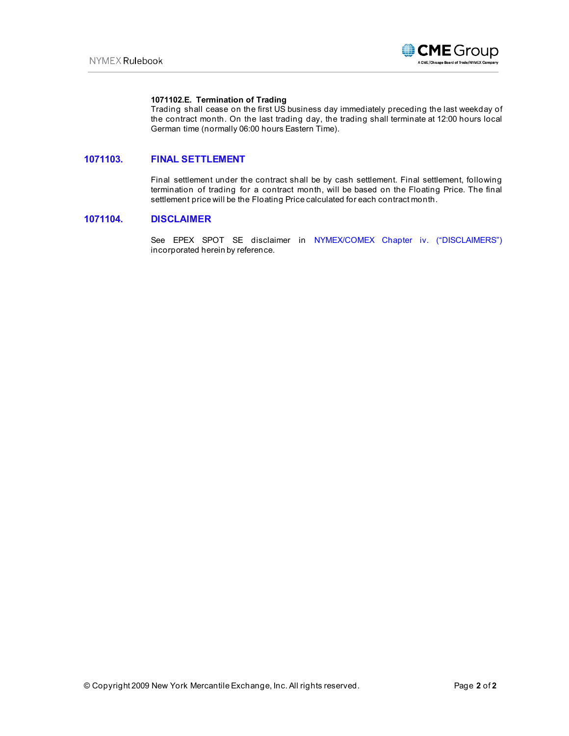**1071102.E. Termination of Trading**

Trading shall cease on the first US business day immediately preceding the last weekday of the contract month. On the last trading day, the trading shall terminate at 12:00 hours local German time (normally 06:00 hours Eastern Time).

## 1071103. FINAL SETTLEMENT

Final settlement under the contract shall be by cash settlement. Final settlement, following termination of trading for a contract month, will be based on the Floating Price. The final settlement price will be the Floating Price calculated for each contract month.

## 1071104. DISCLAIMER

See EPEX SPOT SE disclaimer in NYMEX/COMEX Chapter iv. ("DISCLAIMERS") incorporated herein by reference.

© Copyright 2009 New York Mercantile Exchange, Inc. All rights reserved.